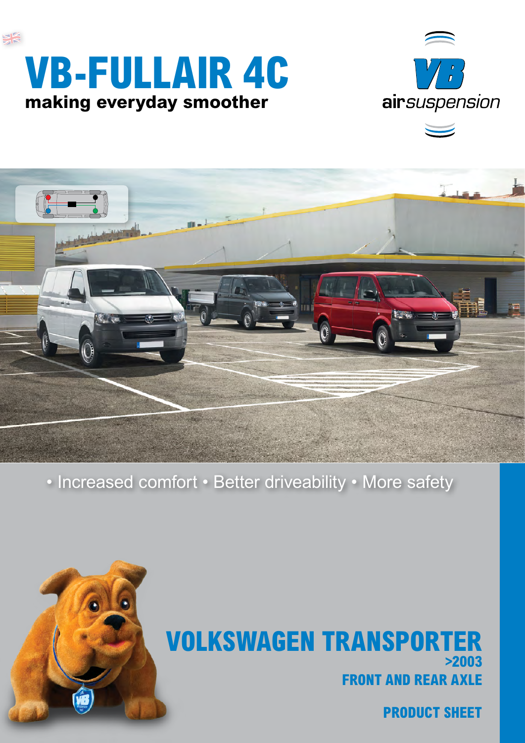# VB-FULLAIR 4C

**making everyday smoother**

VB airsuspension

• Increased comfort • Better driveability • More safety

## VOLKSWAGEN TRANSPORTER

**>2003**

**FRONT AND REAR AXLE**

**PRODUCT SHEET**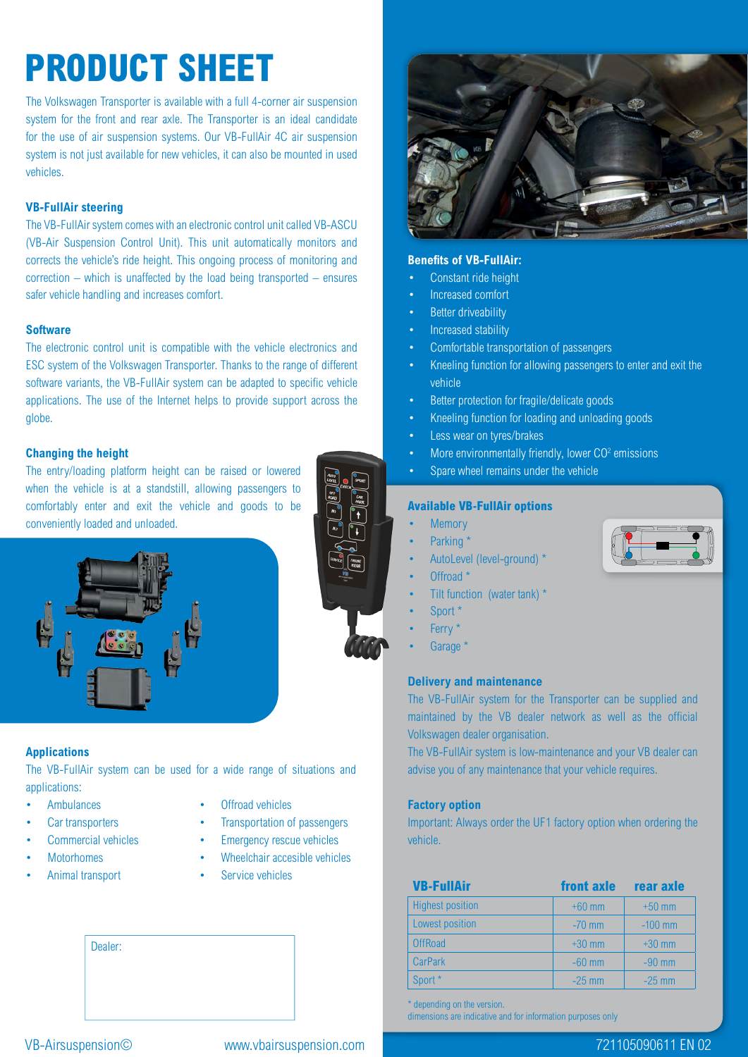# PRODUCT SHEET

The Volkswagen Transporter is available with a full 4-corner air suspension system for the front and rear axle. The Transporter is an ideal candidate for the use of air suspension systems. Our VB-FullAir 4C air suspension system is not just available for new vehicles, it can also be mounted in used vehicles.

### VB-FullAir steering

The VB-FullAir system comes with an electronic control unit called VB-ASCU (VB-Air Suspension Control Unit). This unit automatically monitors and corrects the vehicle's ride height. This ongoing process of monitoring and correction – which is unaffected by the load being transported – ensures safer vehicle handling and increases comfort.

### Software

The electronic control unit is compatible with the vehicle electronics and ESC system of the Volkswagen Transporter. Thanks to the range of different software variants, the VB-FullAir system can be adapted to specific vehicle applications. The use of the Internet helps to provide support across the globe.

### Changing the height

The entry/loading platform height can be raised or lowered when the vehicle is at a standstill, allowing passengers to comfortably enter and exit the vehicle and goods to be conveniently loaded and unloaded.

### Applications

The VB-FullAir system can be used for a wide range of situations and applications:

- Ambulances
- Car transporters
- Commercial vehicles
- Motorhomes
- Animal transport
- Offroad vehicles
- Transportation of passengers
- Emergency rescue vehicles
- Wheelchair accesible vehicles
- Service vehicles

Dealer:

### Benefits of VB-FullAir:

- Constant ride height
- Increased comfort
- Better driveability
- Increased stability
- Comfortable transportation of passengers
- Kneeling function for allowing passengers to enter and exit the vehicle
- Better protection for fragile/delicate goods
- Kneeling function for loading and unloading goods
- Less wear on tyres/brakes
- More environmentally friendly, lower $CO_2$ emissions
- Spare wheel remains under the vehicle

### Available VB-FullAir options

- Memory
- Parking *
- AutoLevel (level-ground) *
- Offroad *
- Tilt function (water tank) *
- Sport *
- Ferry *
- Garage *

### Delivery and maintenance

The VB-FullAir system for the Transporter can be supplied and maintained by the VB dealer network as well as the official Volkswagen dealer organisation.

The VB-FullAir system is low-maintenance and your VB dealer can advise you of any maintenance that your vehicle requires.

### Factory option

Important: Always order the UF1 factory option when ordering the vehicle.

| VB-FullAir | front axle | rear axle |
|---|---|---|
| Highest position | +60 mm | +50 mm |
| Lowest position | -70 mm | -100 mm |
| OffRoad | +30 mm | +30 mm |
| CarPark | -60 mm | -90 mm |
| Sport * | -25 mm | -25 mm |

\* depending on the version.
dimensions are indicative and for information purposes only

VB-Airsuspension© www.vbairsuspension.com 721105090611 EN 02